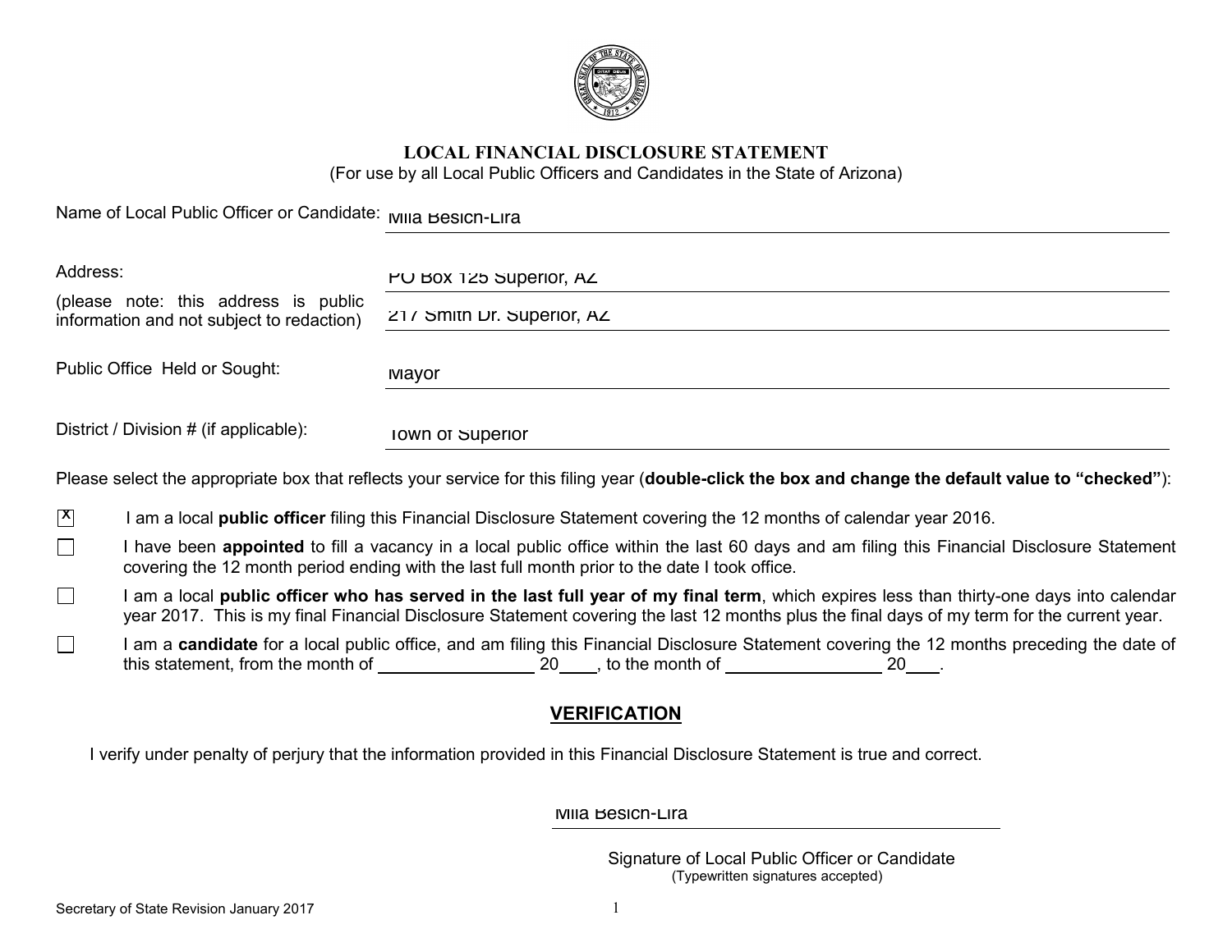# LOCAL FINANCIAL DISCLOSURE STATEMENT

(For use by all Local Public Officers and Candidates in the State of Arizona)

Name of Local Public Officer or Candidate: Mila Besich-Lira

Address: PO Box 125 Superior, AZ

(please note: this address is public information and not subject to redaction) 217 Smith Dr. Superior, AZ

Public Office Held or Sought: Mayor

District / Division # (if applicable): Town of Superior

Please select the appropriate box that reflects your service for this filing year (**double-click the box and change the default value to "checked"**):

- [x] I am a local **public officer** filing this Financial Disclosure Statement covering the 12 months of calendar year 2016.
- [ ] I have been **appointed** to fill a vacancy in a local public office within the last 60 days and am filing this Financial Disclosure Statement covering the 12 month period ending with the last full month prior to the date I took office.
- [ ] I am a local **public officer who has served in the last full year of my final term**, which expires less than thirty-one days into calendar year 2017. This is my final Financial Disclosure Statement covering the last 12 months plus the final days of my term for the current year.
- [ ] I am a **candidate** for a local public office, and am filing this Financial Disclosure Statement covering the 12 months preceding the date of this statement, from the month of ________________ 20____, to the month of ________________ 20____.

## VERIFICATION

I verify under penalty of perjury that the information provided in this Financial Disclosure Statement is true and correct.

Mila Besich-Lira

Signature of Local Public Officer or Candidate
(Typewritten signatures accepted)

Secretary of State Revision January 2017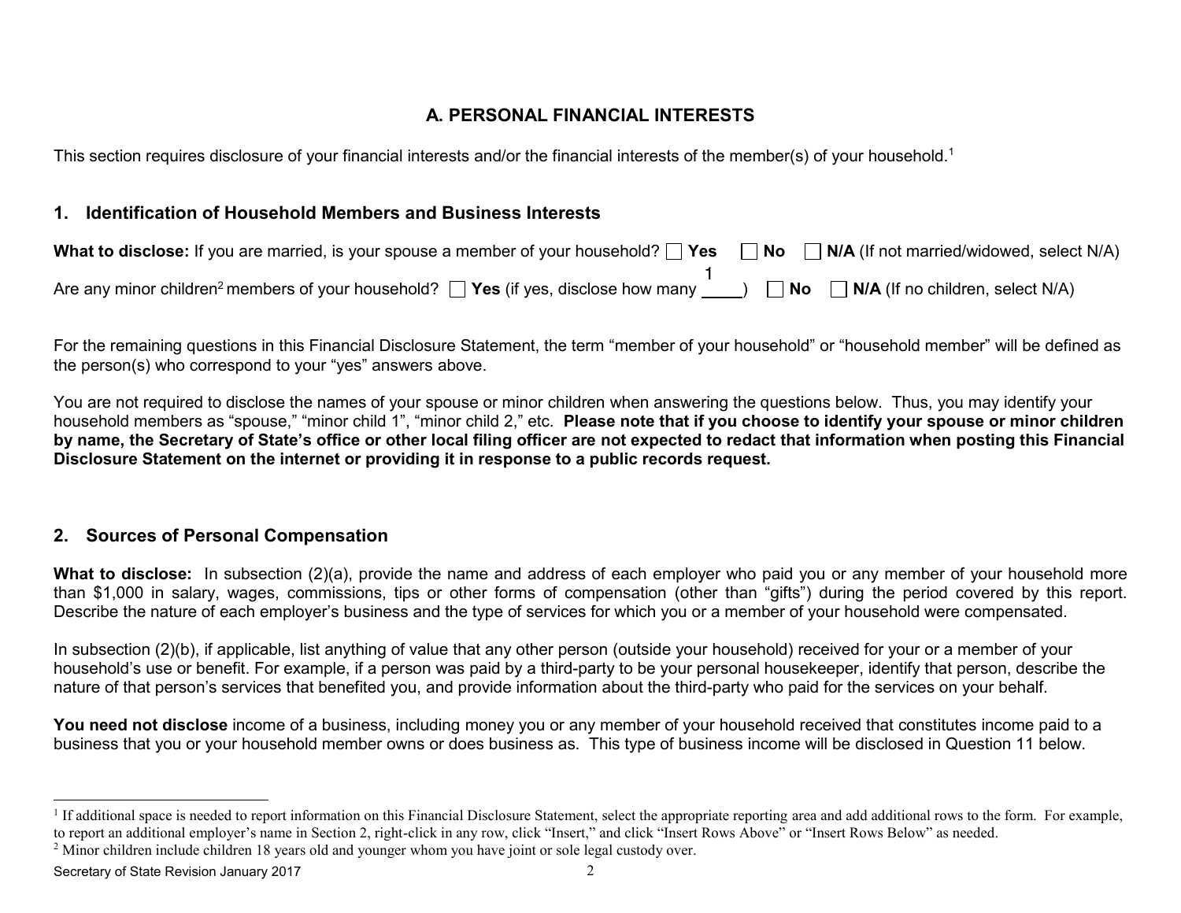## A. PERSONAL FINANCIAL INTERESTS

This section requires disclosure of your financial interests and/or the financial interests of the member(s) of your household.[1]

### 1. Identification of Household Members and Business Interests

**What to disclose:** If you are married, is your spouse a member of your household? ☐ **Yes** ☐ **No** ☐ **N/A** (If not married/widowed, select N/A)

Are any minor children[2] members of your household? ☐ **Yes** (if yes, disclose how many 1) ☐ **No** ☐ **N/A** (If no children, select N/A)

For the remaining questions in this Financial Disclosure Statement, the term "member of your household" or "household member" will be defined as the person(s) who correspond to your "yes" answers above.

You are not required to disclose the names of your spouse or minor children when answering the questions below. Thus, you may identify your household members as "spouse," "minor child 1", "minor child 2," etc. **Please note that if you choose to identify your spouse or minor children by name, the Secretary of State's office or other local filing officer are not expected to redact that information when posting this Financial Disclosure Statement on the internet or providing it in response to a public records request.**

### 2. Sources of Personal Compensation

**What to disclose:** In subsection (2)(a), provide the name and address of each employer who paid you or any member of your household more than $1,000 in salary, wages, commissions, tips or other forms of compensation (other than "gifts") during the period covered by this report. Describe the nature of each employer's business and the type of services for which you or a member of your household were compensated.

In subsection (2)(b), if applicable, list anything of value that any other person (outside your household) received for your or a member of your household's use or benefit. For example, if a person was paid by a third-party to be your personal housekeeper, identify that person, describe the nature of that person's services that benefited you, and provide information about the third-party who paid for the services on your behalf.

**You need not disclose** income of a business, including money you or any member of your household received that constitutes income paid to a business that you or your household member owns or does business as. This type of business income will be disclosed in Question 11 below.

---

[1] If additional space is needed to report information on this Financial Disclosure Statement, select the appropriate reporting area and add additional rows to the form. For example, to report an additional employer's name in Section 2, right-click in any row, click "Insert," and click "Insert Rows Above" or "Insert Rows Below" as needed.

[2] Minor children include children 18 years old and younger whom you have joint or sole legal custody over.

Secretary of State Revision January 2017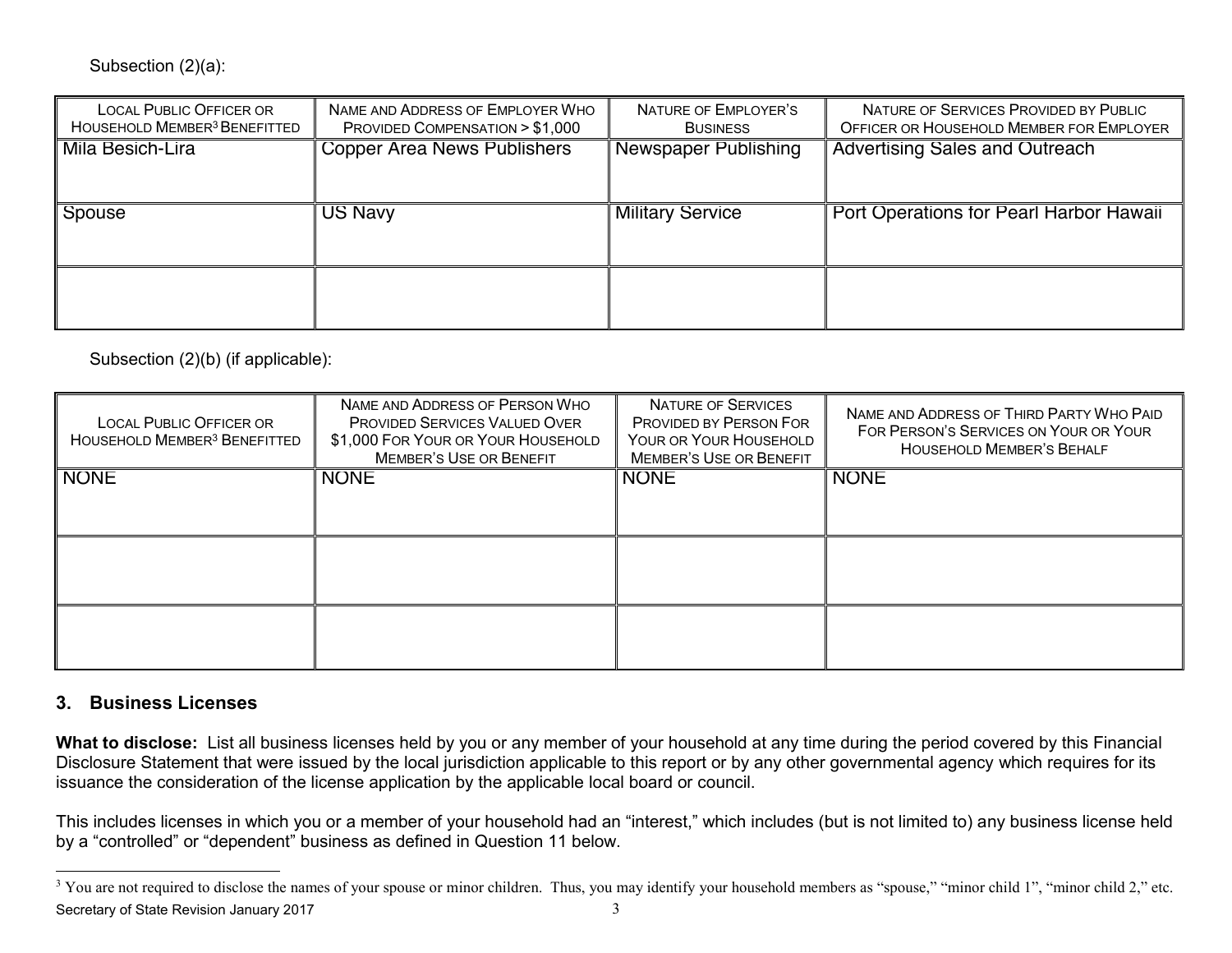Subsection (2)(a):

| Local Public Officer or Household Member[3] Benefitted | Name and Address of Employer Who Provided Compensation > $1,000 | Nature of Employer's Business | Nature of Services Provided by Public Officer or Household Member for Employer |
|---|---|---|---|
| Mila Besich-Lira | Copper Area News Publishers | Newspaper Publishing | Advertising Sales and Outreach |
| Spouse | US Navy | Military Service | Port Operations for Pearl Harbor Hawaii |
| | | | |

Subsection (2)(b) (if applicable):

| Local Public Officer or Household Member[3] Benefitted | Name and Address of Person Who Provided Services Valued Over $1,000 For Your or Your Household Member's Use or Benefit | Nature of Services Provided by Person For Your or Your Household Member's Use or Benefit | Name and Address of Third Party Who Paid For Person's Services on Your or Your Household Member's Behalf |
|---|---|---|---|
| NONE | NONE | NONE | NONE |
| | | | |
| | | | |

## 3. Business Licenses

**What to disclose:** List all business licenses held by you or any member of your household at any time during the period covered by this Financial Disclosure Statement that were issued by the local jurisdiction applicable to this report or by any other governmental agency which requires for its issuance the consideration of the license application by the applicable local board or council.

This includes licenses in which you or a member of your household had an "interest," which includes (but is not limited to) any business license held by a "controlled" or "dependent" business as defined in Question 11 below.

[3] You are not required to disclose the names of your spouse or minor children. Thus, you may identify your household members as "spouse," "minor child 1", "minor child 2," etc.

Secretary of State Revision January 2017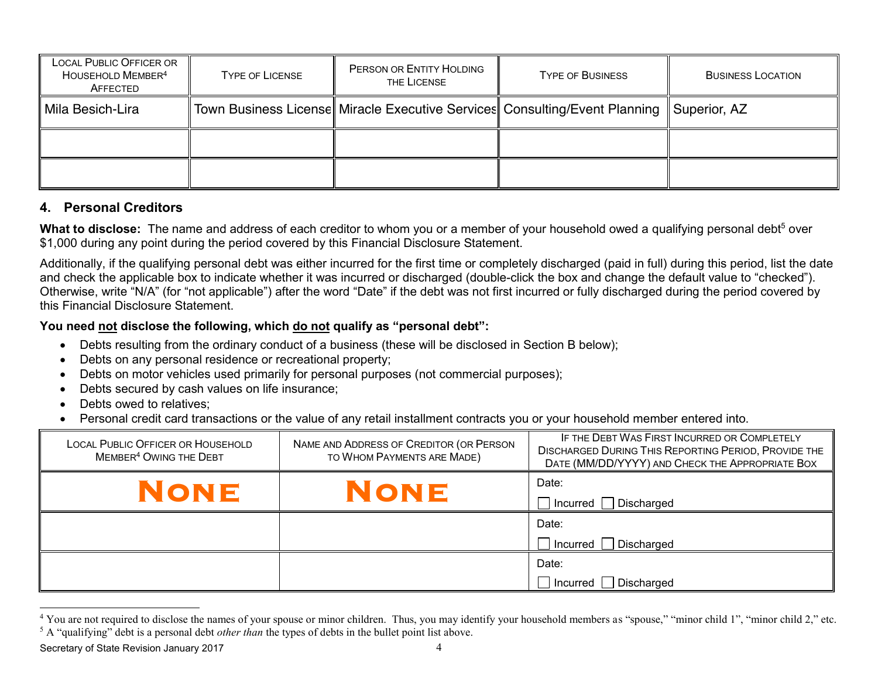| Local Public Officer or Household Member[4] Affected | Type of License | Person or Entity Holding the License | Type of Business | Business Location |
|---|---|---|---|---|
| Mila Besich-Lira | Town Business License | Miracle Executive Services | Consulting/Event Planning | Superior, AZ |
| | | | | |
| | | | | |

## 4. Personal Creditors

**What to disclose:** The name and address of each creditor to whom you or a member of your household owed a qualifying personal debt[5] over $1,000 during any point during the period covered by this Financial Disclosure Statement.

Additionally, if the qualifying personal debt was either incurred for the first time or completely discharged (paid in full) during this period, list the date and check the applicable box to indicate whether it was incurred or discharged (double-click the box and change the default value to "checked"). Otherwise, write "N/A" (for "not applicable") after the word "Date" if the debt was not first incurred or fully discharged during the period covered by this Financial Disclosure Statement.

**You need <u>not</u> disclose the following, which <u>do not</u> qualify as "personal debt":**

- Debts resulting from the ordinary conduct of a business (these will be disclosed in Section B below);
- Debts on any personal residence or recreational property;
- Debts on motor vehicles used primarily for personal purposes (not commercial purposes);
- Debts secured by cash values on life insurance;
- Debts owed to relatives;
- Personal credit card transactions or the value of any retail installment contracts you or your household member entered into.

| Local Public Officer or Household Member[4] Owing the Debt | Name and Address of Creditor (or Person to Whom Payments are Made) | If the Debt Was First Incurred or Completely Discharged During This Reporting Period, Provide the Date (MM/DD/YYYY) and Check the Appropriate Box |
|---|---|---|
| NONE | NONE | Date: ☐ Incurred ☐ Discharged |
| | | Date: ☐ Incurred ☐ Discharged |
| | | Date: ☐ Incurred ☐ Discharged |

[4] You are not required to disclose the names of your spouse or minor children. Thus, you may identify your household members as "spouse," "minor child 1", "minor child 2," etc.

[5] A "qualifying" debt is a personal debt *other than* the types of debts in the bullet point list above.

Secretary of State Revision January 2017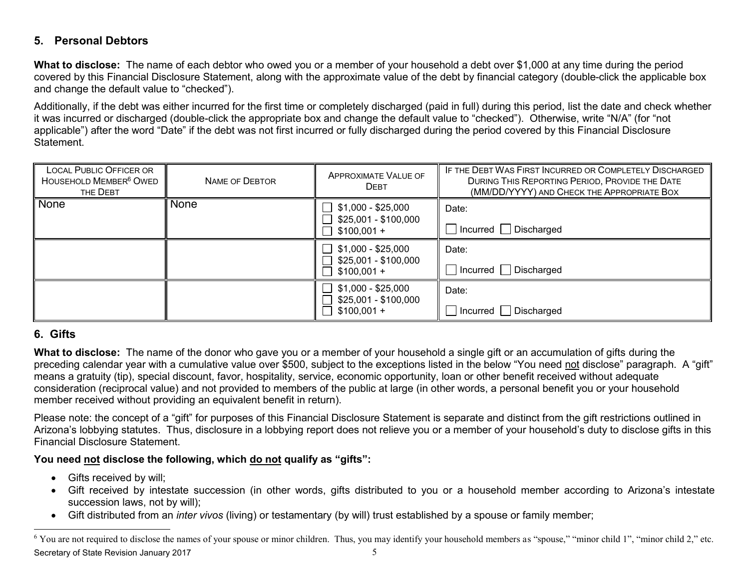## 5. Personal Debtors

**What to disclose:** The name of each debtor who owed you or a member of your household a debt over $1,000 at any time during the period covered by this Financial Disclosure Statement, along with the approximate value of the debt by financial category (double-click the applicable box and change the default value to "checked").

Additionally, if the debt was either incurred for the first time or completely discharged (paid in full) during this period, list the date and check whether it was incurred or discharged (double-click the appropriate box and change the default value to "checked"). Otherwise, write "N/A" (for "not applicable") after the word "Date" if the debt was not first incurred or fully discharged during the period covered by this Financial Disclosure Statement.

| Local Public Officer or Household Member[6] Owed the Debt | Name of Debtor | Approximate Value of Debt | If the Debt Was First Incurred or Completely Discharged During This Reporting Period, Provide the Date (MM/DD/YYYY) and Check the Appropriate Box |
|---|---|---|---|
| None | None | ☐ $1,000 - $25,000<br>☐ $25,001 - $100,000<br>☐ $100,001 + | Date:<br>☐ Incurred ☐ Discharged |
| | | ☐ $1,000 - $25,000<br>☐ $25,001 - $100,000<br>☐ $100,001 + | Date:<br>☐ Incurred ☐ Discharged |
| | | ☐ $1,000 - $25,000<br>☐ $25,001 - $100,000<br>☐ $100,001 + | Date:<br>☐ Incurred ☐ Discharged |

## 6. Gifts

**What to disclose:** The name of the donor who gave you or a member of your household a single gift or an accumulation of gifts during the preceding calendar year with a cumulative value over $500, subject to the exceptions listed in the below "You need not disclose" paragraph. A "gift" means a gratuity (tip), special discount, favor, hospitality, service, economic opportunity, loan or other benefit received without adequate consideration (reciprocal value) and not provided to members of the public at large (in other words, a personal benefit you or your household member received without providing an equivalent benefit in return).

Please note: the concept of a "gift" for purposes of this Financial Disclosure Statement is separate and distinct from the gift restrictions outlined in Arizona's lobbying statutes. Thus, disclosure in a lobbying report does not relieve you or a member of your household's duty to disclose gifts in this Financial Disclosure Statement.

**You need not disclose the following, which do not qualify as "gifts":**

- Gifts received by will;
- Gift received by intestate succession (in other words, gifts distributed to you or a household member according to Arizona's intestate succession laws, not by will);
- Gift distributed from an *inter vivos* (living) or testamentary (by will) trust established by a spouse or family member;

[6] You are not required to disclose the names of your spouse or minor children. Thus, you may identify your household members as "spouse," "minor child 1", "minor child 2," etc.

Secretary of State Revision January 2017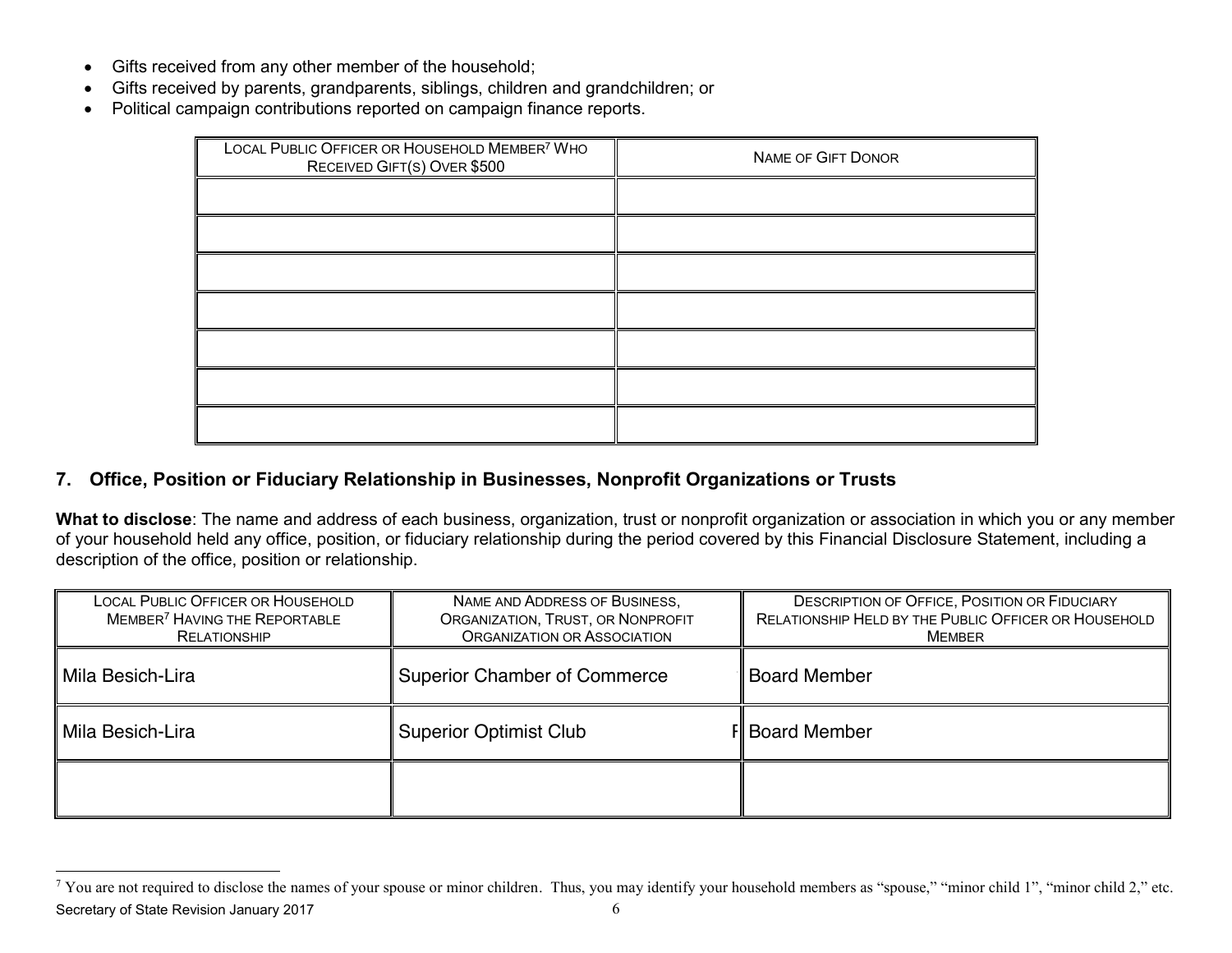- Gifts received from any other member of the household;
- Gifts received by parents, grandparents, siblings, children and grandchildren; or
- Political campaign contributions reported on campaign finance reports.

| Local Public Officer or Household Member[7] Who Received Gift(s) Over $500 | Name of Gift Donor |
|---|---|
| | |
| | |
| | |
| | |
| | |
| | |
| | |

## 7. Office, Position or Fiduciary Relationship in Businesses, Nonprofit Organizations or Trusts

**What to disclose**: The name and address of each business, organization, trust or nonprofit organization or association in which you or any member of your household held any office, position, or fiduciary relationship during the period covered by this Financial Disclosure Statement, including a description of the office, position or relationship.

| Local Public Officer or Household Member[7] Having the Reportable Relationship | Name and Address of Business, Organization, Trust, or Nonprofit Organization or Association | Description of Office, Position or Fiduciary Relationship Held by the Public Officer or Household Member |
|---|---|---|
| Mila Besich-Lira | Superior Chamber of Commerce | Board Member |
| Mila Besich-Lira | Superior Optimist Club F | Board Member |
| | | |

[7] You are not required to disclose the names of your spouse or minor children. Thus, you may identify your household members as "spouse," "minor child 1", "minor child 2," etc.

Secretary of State Revision January 2017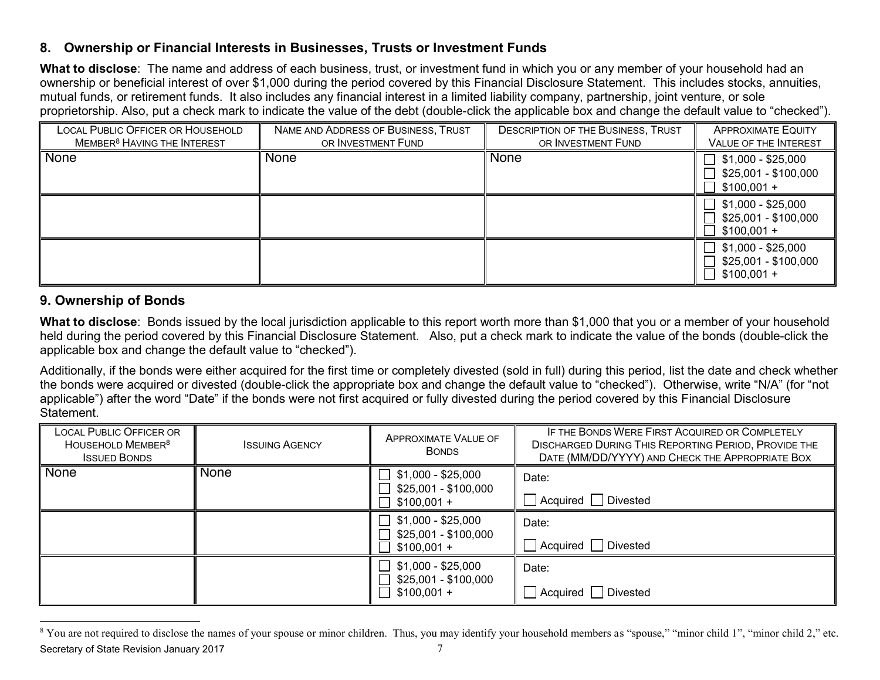## 8. Ownership or Financial Interests in Businesses, Trusts or Investment Funds

**What to disclose**: The name and address of each business, trust, or investment fund in which you or any member of your household had an ownership or beneficial interest of over $1,000 during the period covered by this Financial Disclosure Statement. This includes stocks, annuities, mutual funds, or retirement funds. It also includes any financial interest in a limited liability company, partnership, joint venture, or sole proprietorship. Also, put a check mark to indicate the value of the debt (double-click the applicable box and change the default value to "checked").

| Local Public Officer or Household Member[8] Having the Interest | Name and Address of Business, Trust or Investment Fund | Description of the Business, Trust or Investment Fund | Approximate Equity Value of the Interest |
|---|---|---|---|
| None | None | None | ☐ $1,000 - $25,000<br>☐ $25,001 - $100,000<br>☐ $100,001 + |
| | | | ☐ $1,000 - $25,000<br>☐ $25,001 - $100,000<br>☐ $100,001 + |
| | | | ☐ $1,000 - $25,000<br>☐ $25,001 - $100,000<br>☐ $100,001 + |

## 9. Ownership of Bonds

**What to disclose**: Bonds issued by the local jurisdiction applicable to this report worth more than $1,000 that you or a member of your household held during the period covered by this Financial Disclosure Statement. Also, put a check mark to indicate the value of the bonds (double-click the applicable box and change the default value to "checked").

Additionally, if the bonds were either acquired for the first time or completely divested (sold in full) during this period, list the date and check whether the bonds were acquired or divested (double-click the appropriate box and change the default value to "checked"). Otherwise, write "N/A" (for "not applicable") after the word "Date" if the bonds were not first acquired or fully divested during the period covered by this Financial Disclosure Statement.

| Local Public Officer or Household Member[8] Issued Bonds | Issuing Agency | Approximate Value of Bonds | If the Bonds Were First Acquired or Completely Discharged During This Reporting Period, Provide the Date (MM/DD/YYYY) and Check the Appropriate Box |
|---|---|---|---|
| None | None | ☐ $1,000 - $25,000<br>☐ $25,001 - $100,000<br>☐ $100,001 + | Date:<br>☐ Acquired ☐ Divested |
| | | ☐ $1,000 - $25,000<br>☐ $25,001 - $100,000<br>☐ $100,001 + | Date:<br>☐ Acquired ☐ Divested |
| | | ☐ $1,000 - $25,000<br>☐ $25,001 - $100,000<br>☐ $100,001 + | Date:<br>☐ Acquired ☐ Divested |

[8] You are not required to disclose the names of your spouse or minor children. Thus, you may identify your household members as "spouse," "minor child 1", "minor child 2," etc.

Secretary of State Revision January 2017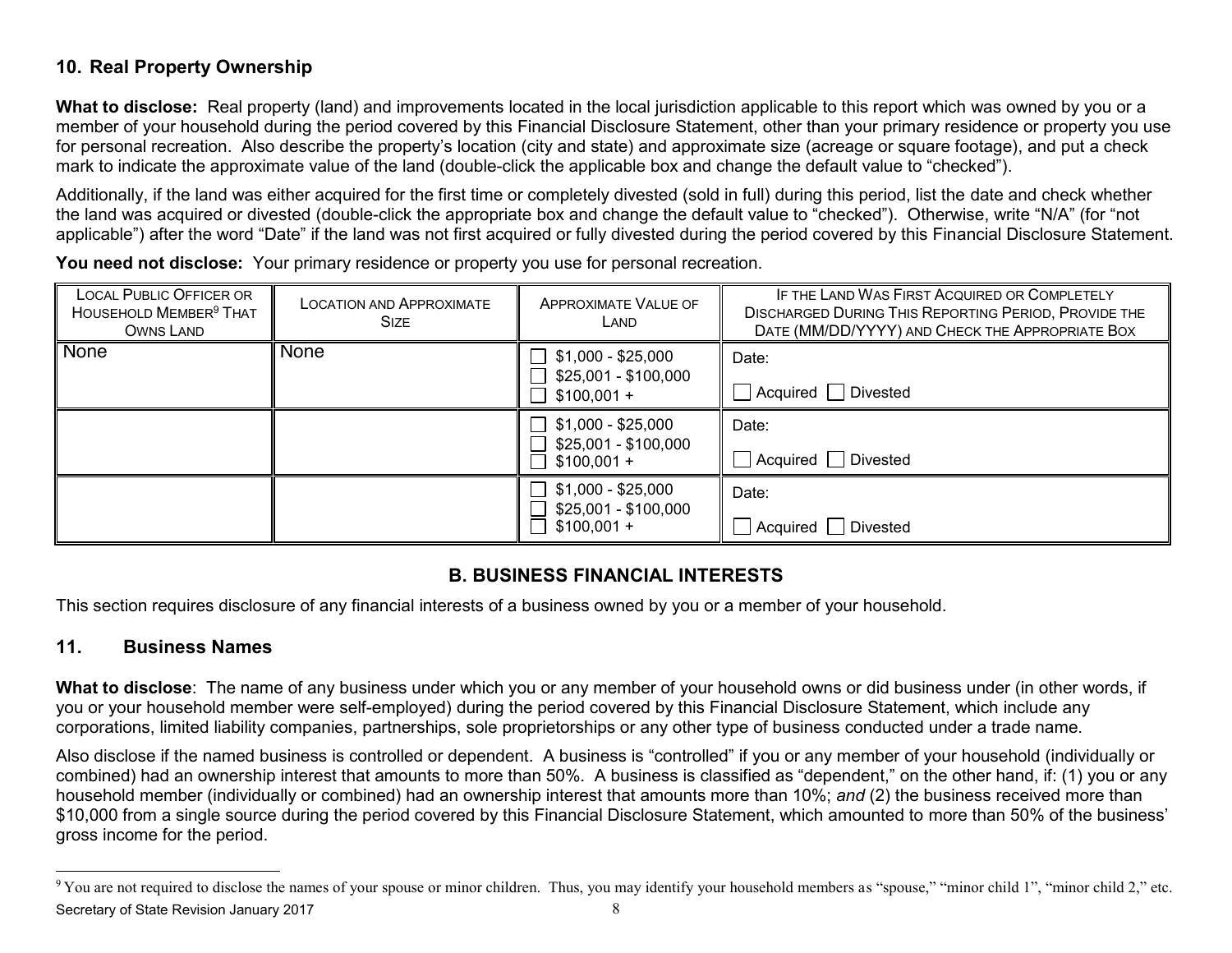## 10. Real Property Ownership

**What to disclose:** Real property (land) and improvements located in the local jurisdiction applicable to this report which was owned by you or a member of your household during the period covered by this Financial Disclosure Statement, other than your primary residence or property you use for personal recreation. Also describe the property's location (city and state) and approximate size (acreage or square footage), and put a check mark to indicate the approximate value of the land (double-click the applicable box and change the default value to "checked").

Additionally, if the land was either acquired for the first time or completely divested (sold in full) during this period, list the date and check whether the land was acquired or divested (double-click the appropriate box and change the default value to "checked"). Otherwise, write "N/A" (for "not applicable") after the word "Date" if the land was not first acquired or fully divested during the period covered by this Financial Disclosure Statement.

**You need not disclose:** Your primary residence or property you use for personal recreation.

| Local Public Officer or Household Member[9] That Owns Land | Location and Approximate Size | Approximate Value of Land | If the Land Was First Acquired or Completely Discharged During This Reporting Period, Provide the Date (MM/DD/YYYY) and Check the Appropriate Box |
|---|---|---|---|
| None | None | ☐ $1,000 - $25,000<br>☐ $25,001 - $100,000<br>☐ $100,001 + | Date:<br>☐ Acquired ☐ Divested |
| | | ☐ $1,000 - $25,000<br>☐ $25,001 - $100,000<br>☐ $100,001 + | Date:<br>☐ Acquired ☐ Divested |
| | | ☐ $1,000 - $25,000<br>☐ $25,001 - $100,000<br>☐ $100,001 + | Date:<br>☐ Acquired ☐ Divested |

## B. BUSINESS FINANCIAL INTERESTS

This section requires disclosure of any financial interests of a business owned by you or a member of your household.

## 11. Business Names

**What to disclose**: The name of any business under which you or any member of your household owns or did business under (in other words, if you or your household member were self-employed) during the period covered by this Financial Disclosure Statement, which include any corporations, limited liability companies, partnerships, sole proprietorships or any other type of business conducted under a trade name.

Also disclose if the named business is controlled or dependent. A business is "controlled" if you or any member of your household (individually or combined) had an ownership interest that amounts to more than 50%. A business is classified as "dependent," on the other hand, if: (1) you or any household member (individually or combined) had an ownership interest that amounts more than 10%; *and* (2) the business received more than $10,000 from a single source during the period covered by this Financial Disclosure Statement, which amounted to more than 50% of the business' gross income for the period.

[9] You are not required to disclose the names of your spouse or minor children. Thus, you may identify your household members as "spouse," "minor child 1", "minor child 2," etc.

Secretary of State Revision January 2017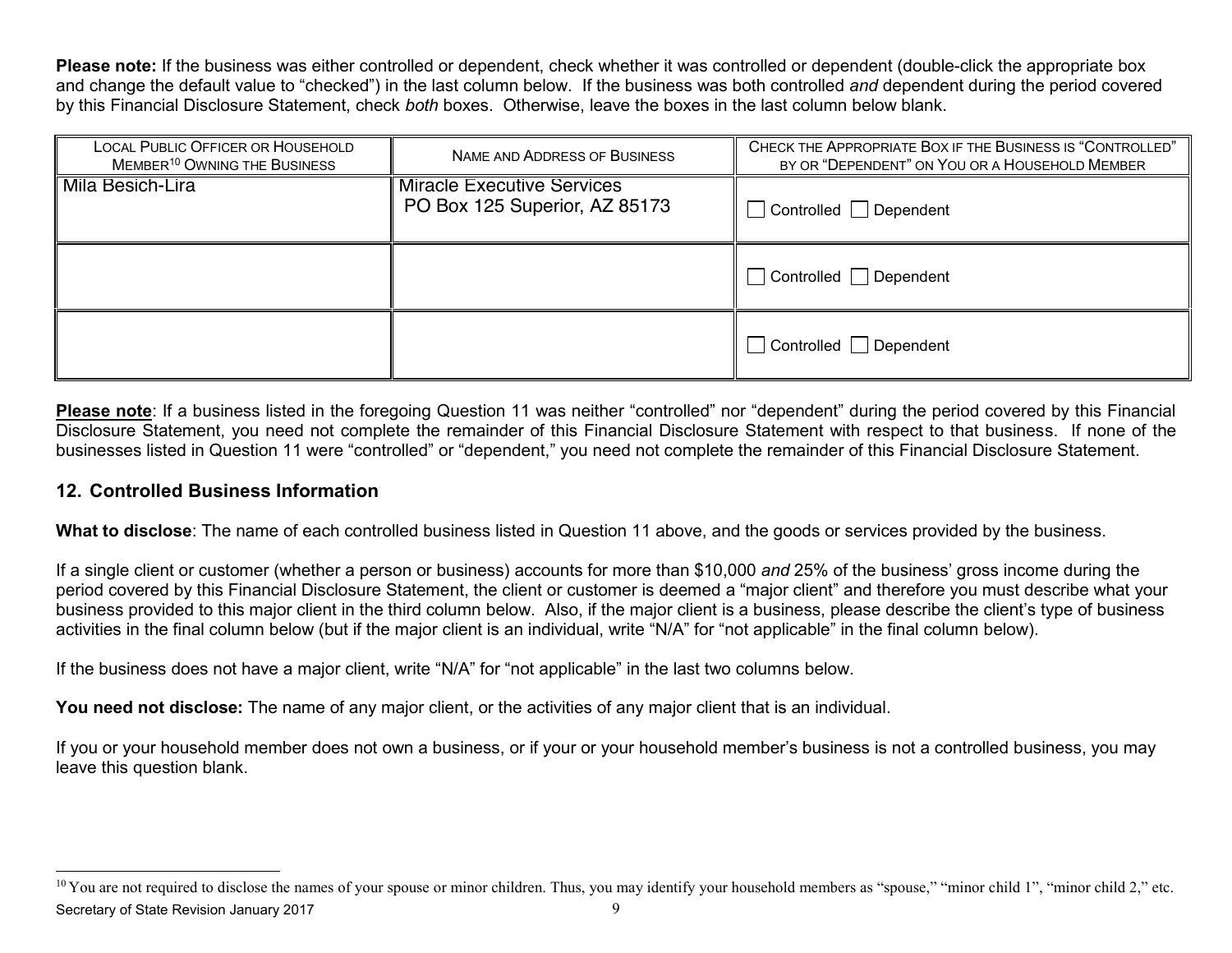**Please note:** If the business was either controlled or dependent, check whether it was controlled or dependent (double-click the appropriate box and change the default value to "checked") in the last column below. If the business was both controlled *and* dependent during the period covered by this Financial Disclosure Statement, check *both* boxes. Otherwise, leave the boxes in the last column below blank.

| LOCAL PUBLIC OFFICER OR HOUSEHOLD MEMBER[10] OWNING THE BUSINESS | NAME AND ADDRESS OF BUSINESS | CHECK THE APPROPRIATE BOX IF THE BUSINESS IS "CONTROLLED" BY OR "DEPENDENT" ON YOU OR A HOUSEHOLD MEMBER |
|---|---|---|
| Mila Besich-Lira | Miracle Executive Services PO Box 125 Superior, AZ 85173 | ☐ Controlled ☐ Dependent |
| | | ☐ Controlled ☐ Dependent |
| | | ☐ Controlled ☐ Dependent |

**Please note**: If a business listed in the foregoing Question 11 was neither "controlled" nor "dependent" during the period covered by this Financial Disclosure Statement, you need not complete the remainder of this Financial Disclosure Statement with respect to that business. If none of the businesses listed in Question 11 were "controlled" or "dependent," you need not complete the remainder of this Financial Disclosure Statement.

## 12. Controlled Business Information

**What to disclose**: The name of each controlled business listed in Question 11 above, and the goods or services provided by the business.

If a single client or customer (whether a person or business) accounts for more than $10,000 *and* 25% of the business' gross income during the period covered by this Financial Disclosure Statement, the client or customer is deemed a "major client" and therefore you must describe what your business provided to this major client in the third column below. Also, if the major client is a business, please describe the client's type of business activities in the final column below (but if the major client is an individual, write "N/A" for "not applicable" in the final column below).

If the business does not have a major client, write "N/A" for "not applicable" in the last two columns below.

**You need not disclose:** The name of any major client, or the activities of any major client that is an individual.

If you or your household member does not own a business, or if your or your household member's business is not a controlled business, you may leave this question blank.

[10] You are not required to disclose the names of your spouse or minor children. Thus, you may identify your household members as "spouse," "minor child 1", "minor child 2," etc.

Secretary of State Revision January 2017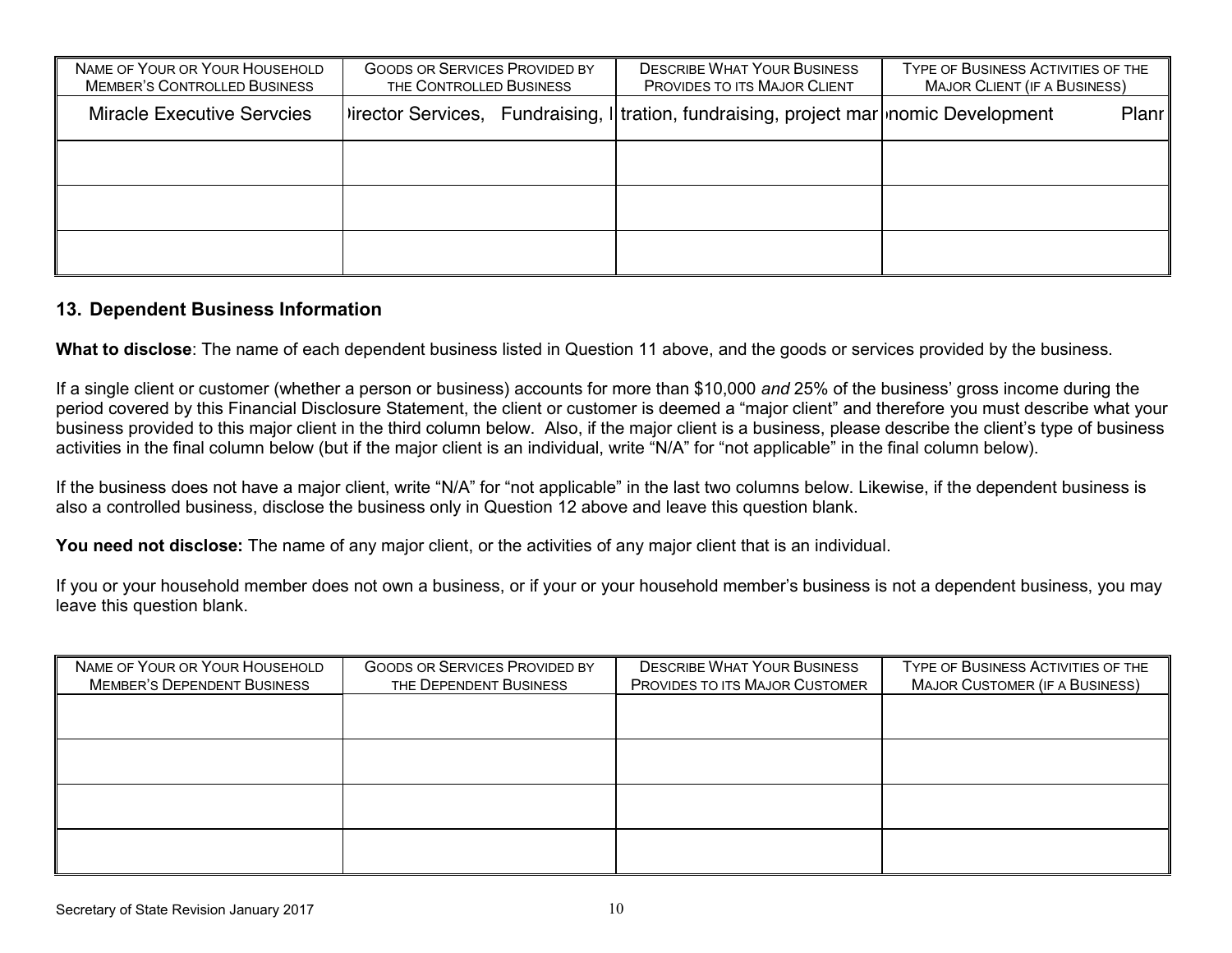| NAME OF YOUR OR YOUR HOUSEHOLD MEMBER'S CONTROLLED BUSINESS | GOODS OR SERVICES PROVIDED BY THE CONTROLLED BUSINESS | DESCRIBE WHAT YOUR BUSINESS PROVIDES TO ITS MAJOR CLIENT | TYPE OF BUSINESS ACTIVITIES OF THE MAJOR CLIENT (IF A BUSINESS) |
|---|---|---|---|
| Miracle Executive Servcies | )irector Services, Fundraising, I | tration, fundraising, project mar | )nomic Development Planr |
| | | | |
| | | | |
| | | | |

## 13. Dependent Business Information

**What to disclose**: The name of each dependent business listed in Question 11 above, and the goods or services provided by the business.

If a single client or customer (whether a person or business) accounts for more than $10,000 *and* 25% of the business' gross income during the period covered by this Financial Disclosure Statement, the client or customer is deemed a "major client" and therefore you must describe what your business provided to this major client in the third column below. Also, if the major client is a business, please describe the client's type of business activities in the final column below (but if the major client is an individual, write "N/A" for "not applicable" in the final column below).

If the business does not have a major client, write "N/A" for "not applicable" in the last two columns below. Likewise, if the dependent business is also a controlled business, disclose the business only in Question 12 above and leave this question blank.

**You need not disclose:** The name of any major client, or the activities of any major client that is an individual.

If you or your household member does not own a business, or if your or your household member's business is not a dependent business, you may leave this question blank.

| NAME OF YOUR OR YOUR HOUSEHOLD MEMBER'S DEPENDENT BUSINESS | GOODS OR SERVICES PROVIDED BY THE DEPENDENT BUSINESS | DESCRIBE WHAT YOUR BUSINESS PROVIDES TO ITS MAJOR CUSTOMER | TYPE OF BUSINESS ACTIVITIES OF THE MAJOR CUSTOMER (IF A BUSINESS) |
|---|---|---|---|
| | | | |
| | | | |
| | | | |
| | | | |

Secretary of State Revision January 2017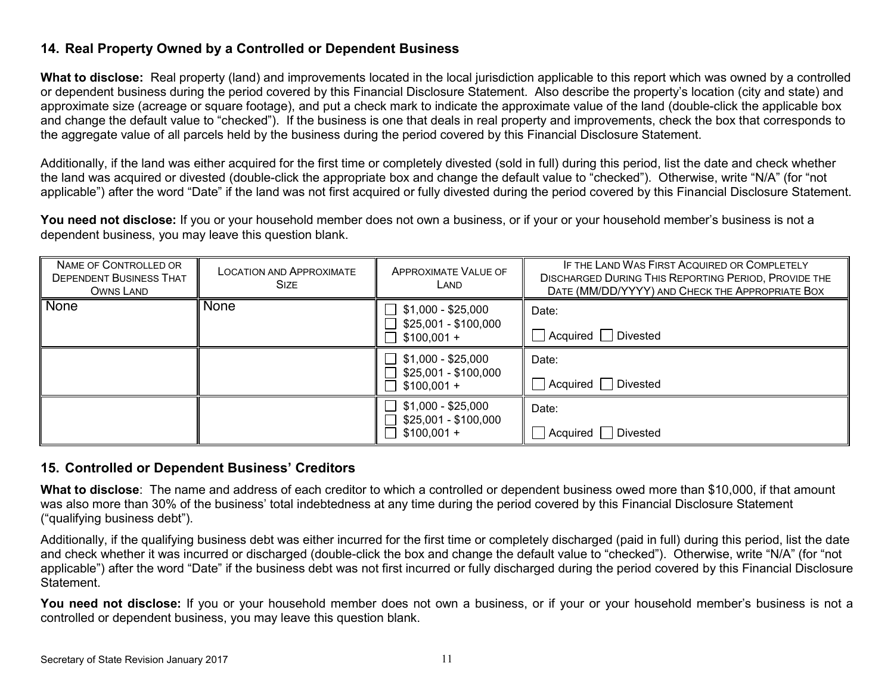## 14. Real Property Owned by a Controlled or Dependent Business

**What to disclose:** Real property (land) and improvements located in the local jurisdiction applicable to this report which was owned by a controlled or dependent business during the period covered by this Financial Disclosure Statement. Also describe the property's location (city and state) and approximate size (acreage or square footage), and put a check mark to indicate the approximate value of the land (double-click the applicable box and change the default value to "checked"). If the business is one that deals in real property and improvements, check the box that corresponds to the aggregate value of all parcels held by the business during the period covered by this Financial Disclosure Statement.

Additionally, if the land was either acquired for the first time or completely divested (sold in full) during this period, list the date and check whether the land was acquired or divested (double-click the appropriate box and change the default value to "checked"). Otherwise, write "N/A" (for "not applicable") after the word "Date" if the land was not first acquired or fully divested during the period covered by this Financial Disclosure Statement.

**You need not disclose:** If you or your household member does not own a business, or if your or your household member's business is not a dependent business, you may leave this question blank.

| Name of Controlled or Dependent Business That Owns Land | Location and Approximate Size | Approximate Value of Land | If the Land Was First Acquired or Completely Discharged During This Reporting Period, Provide the Date (MM/DD/YYYY) and Check the Appropriate Box |
|---|---|---|---|
| None | None | ☐ $1,000 - $25,000<br>☐ $25,001 - $100,000<br>☐ $100,001 + | Date:<br>☐ Acquired ☐ Divested |
| | | ☐ $1,000 - $25,000<br>☐ $25,001 - $100,000<br>☐ $100,001 + | Date:<br>☐ Acquired ☐ Divested |
| | | ☐ $1,000 - $25,000<br>☐ $25,001 - $100,000<br>☐ $100,001 + | Date:<br>☐ Acquired ☐ Divested |

## 15. Controlled or Dependent Business' Creditors

**What to disclose**: The name and address of each creditor to which a controlled or dependent business owed more than $10,000, if that amount was also more than 30% of the business' total indebtedness at any time during the period covered by this Financial Disclosure Statement ("qualifying business debt").

Additionally, if the qualifying business debt was either incurred for the first time or completely discharged (paid in full) during this period, list the date and check whether it was incurred or discharged (double-click the box and change the default value to "checked"). Otherwise, write "N/A" (for "not applicable") after the word "Date" if the business debt was not first incurred or fully discharged during the period covered by this Financial Disclosure Statement.

**You need not disclose:** If you or your household member does not own a business, or if your or your household member's business is not a controlled or dependent business, you may leave this question blank.

Secretary of State Revision January 2017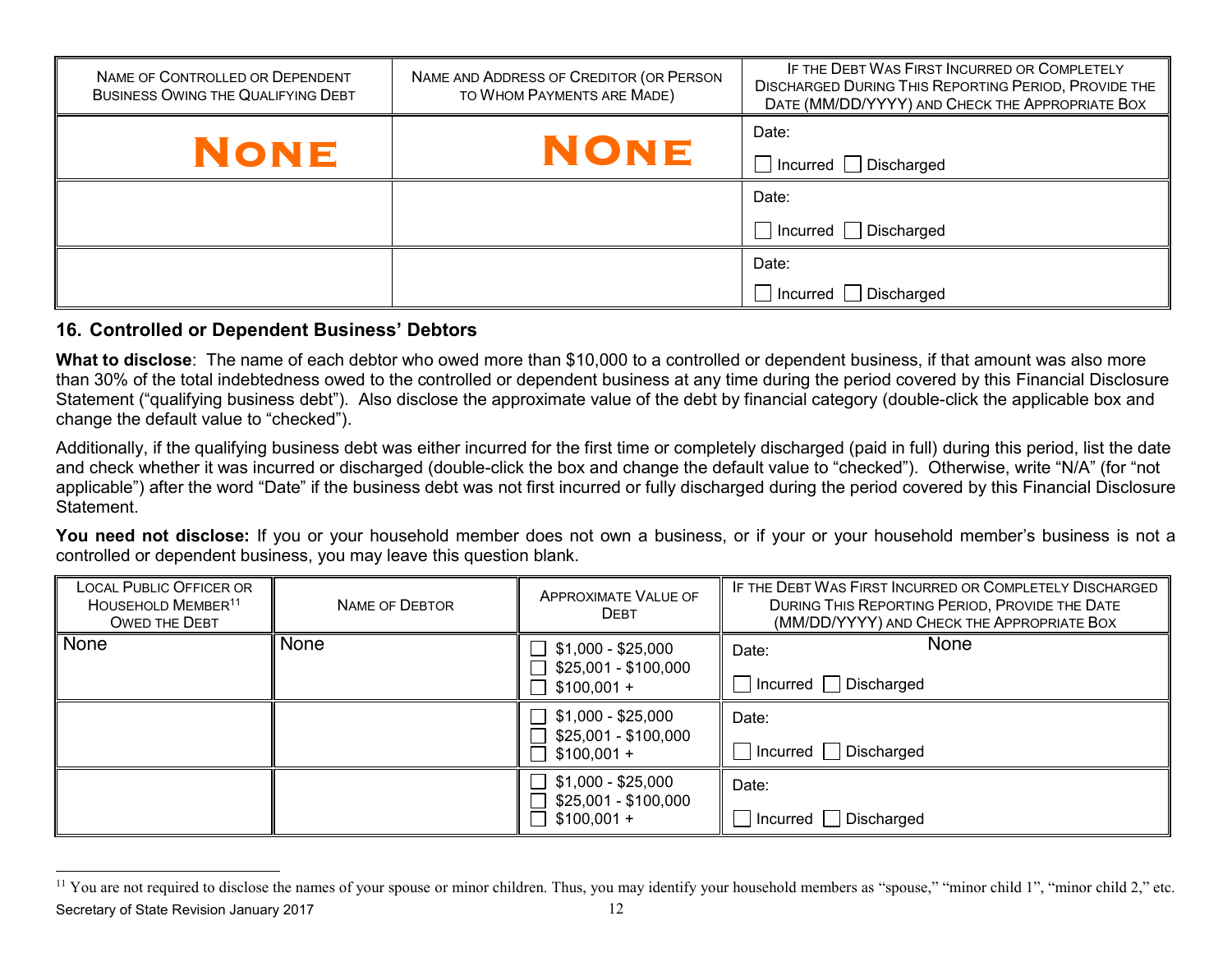| Name of Controlled or Dependent Business Owing the Qualifying Debt | Name and Address of Creditor (or Person to Whom Payments are Made) | If the Debt Was First Incurred or Completely Discharged During This Reporting Period, Provide the Date (MM/DD/YYYY) and Check the Appropriate Box |
|---|---|---|
| None | None | Date: ☐ Incurred ☐ Discharged |
| | | Date: ☐ Incurred ☐ Discharged |
| | | Date: ☐ Incurred ☐ Discharged |

## 16. Controlled or Dependent Business' Debtors

**What to disclose**: The name of each debtor who owed more than $10,000 to a controlled or dependent business, if that amount was also more than 30% of the total indebtedness owed to the controlled or dependent business at any time during the period covered by this Financial Disclosure Statement ("qualifying business debt"). Also disclose the approximate value of the debt by financial category (double-click the applicable box and change the default value to "checked").

Additionally, if the qualifying business debt was either incurred for the first time or completely discharged (paid in full) during this period, list the date and check whether it was incurred or discharged (double-click the box and change the default value to "checked"). Otherwise, write "N/A" (for "not applicable") after the word "Date" if the business debt was not first incurred or fully discharged during the period covered by this Financial Disclosure Statement.

**You need not disclose:** If you or your household member does not own a business, or if your or your household member's business is not a controlled or dependent business, you may leave this question blank.

| Local Public Officer or Household Member[11] Owed the Debt | Name of Debtor | Approximate Value of Debt | If the Debt Was First Incurred or Completely Discharged During This Reporting Period, Provide the Date (MM/DD/YYYY) and Check the Appropriate Box |
|---|---|---|---|
| None | None | ☐ $1,000 - $25,000 ☐ $25,001 - $100,000 ☐ $100,001 + | Date: None ☐ Incurred ☐ Discharged |
| | | ☐ $1,000 - $25,000 ☐ $25,001 - $100,000 ☐ $100,001 + | Date: ☐ Incurred ☐ Discharged |
| | | ☐ $1,000 - $25,000 ☐ $25,001 - $100,000 ☐ $100,001 + | Date: ☐ Incurred ☐ Discharged |

[11] You are not required to disclose the names of your spouse or minor children. Thus, you may identify your household members as "spouse," "minor child 1", "minor child 2," etc.